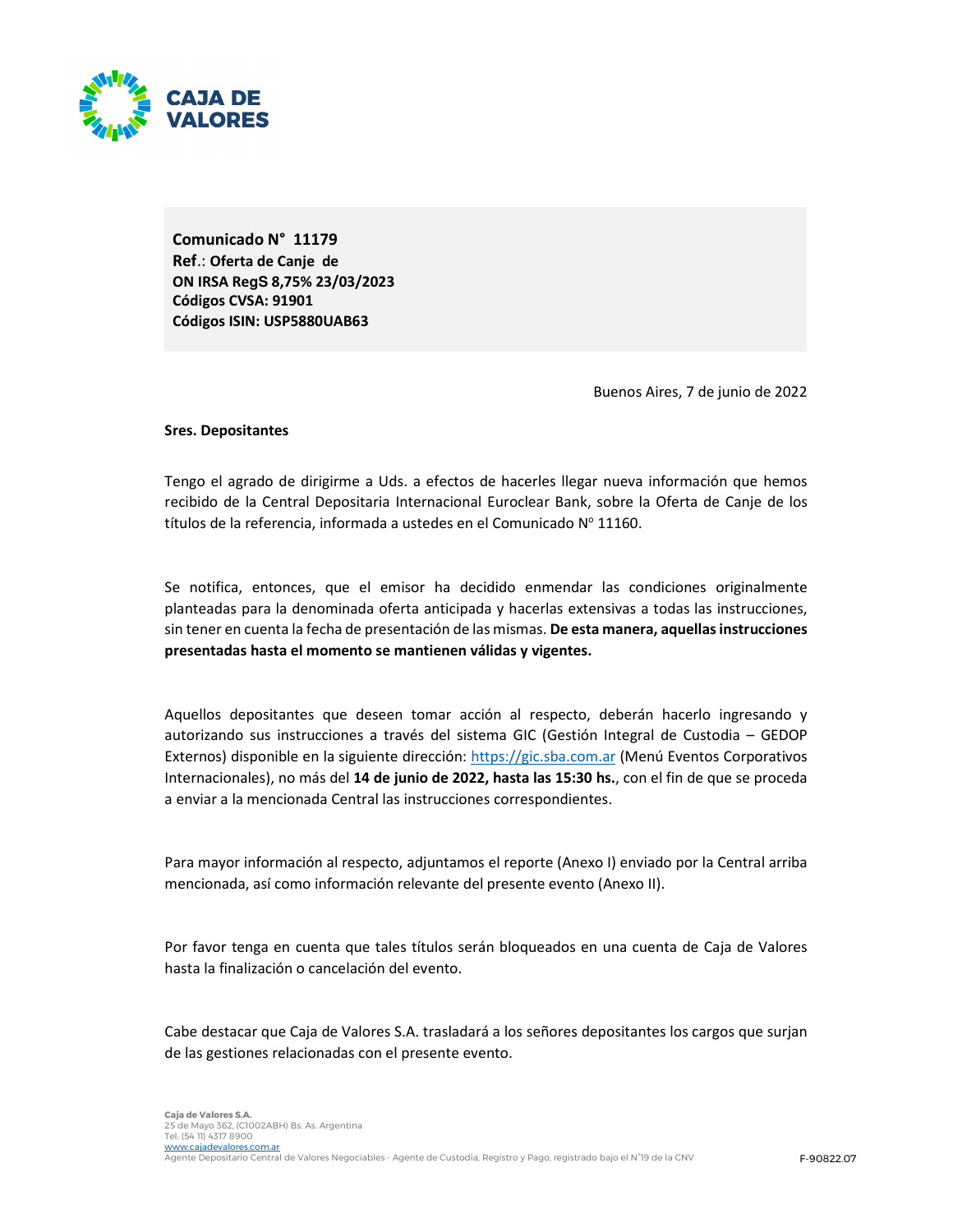**Comunicado N° 11179**
**Ref.: Oferta de Canje de**
**ON IRSA RegS 8,75% 23/03/2023**
**Códigos CVSA: 91901**
**Códigos ISIN: USP5880UAB63**

Buenos Aires, 7 de junio de 2022

**Sres. Depositantes**

Tengo el agrado de dirigirme a Uds. a efectos de hacerles llegar nueva información que hemos recibido de la Central Depositaria Internacional Euroclear Bank, sobre la Oferta de Canje de los títulos de la referencia, informada a ustedes en el Comunicado Nº 11160.

Se notifica, entonces, que el emisor ha decidido enmendar las condiciones originalmente planteadas para la denominada oferta anticipada y hacerlas extensivas a todas las instrucciones, sin tener en cuenta la fecha de presentación de las mismas. **De esta manera, aquellas instrucciones presentadas hasta el momento se mantienen válidas y vigentes.**

Aquellos depositantes que deseen tomar acción al respecto, deberán hacerlo ingresando y autorizando sus instrucciones a través del sistema GIC (Gestión Integral de Custodia – GEDOP Externos) disponible en la siguiente dirección: https://gic.sba.com.ar (Menú Eventos Corporativos Internacionales), no más del **14 de junio de 2022, hasta las 15:30 hs.**, con el fin de que se proceda a enviar a la mencionada Central las instrucciones correspondientes.

Para mayor información al respecto, adjuntamos el reporte (Anexo I) enviado por la Central arriba mencionada, así como información relevante del presente evento (Anexo II).

Por favor tenga en cuenta que tales títulos serán bloqueados en una cuenta de Caja de Valores hasta la finalización o cancelación del evento.

Cabe destacar que Caja de Valores S.A. trasladará a los señores depositantes los cargos que surjan de las gestiones relacionadas con el presente evento.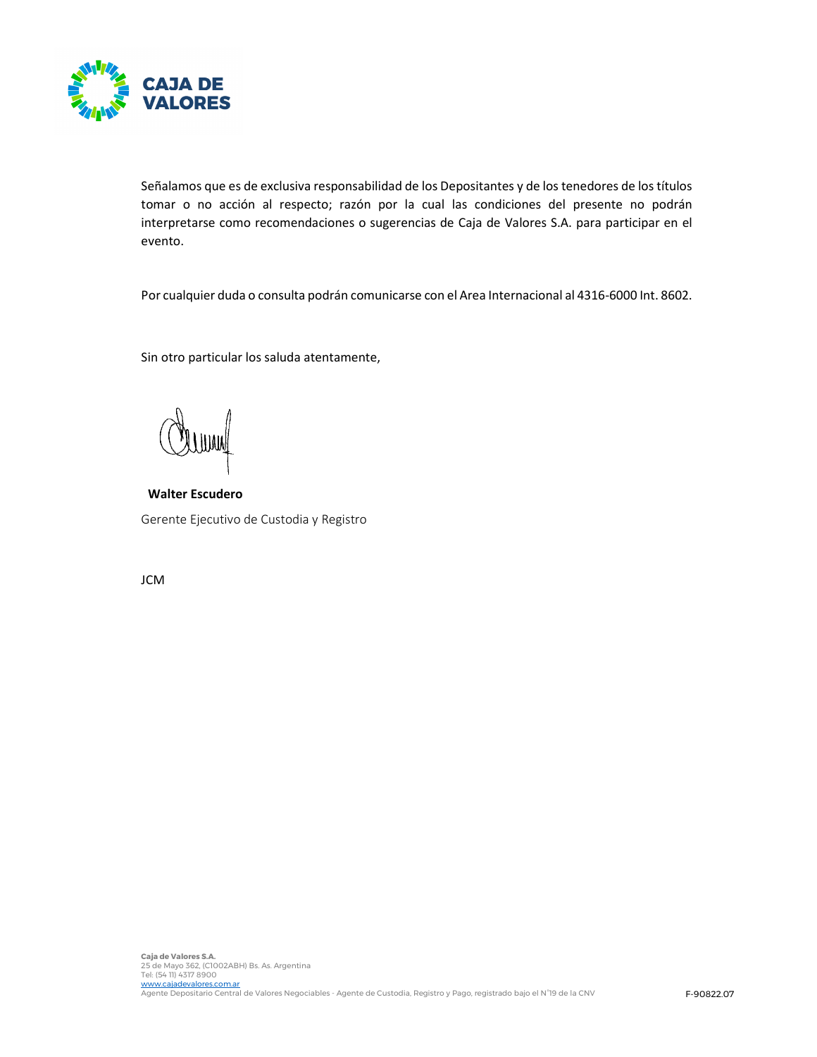Señalamos que es de exclusiva responsabilidad de los Depositantes y de los tenedores de los títulos tomar o no acción al respecto; razón por la cual las condiciones del presente no podrán interpretarse como recomendaciones o sugerencias de Caja de Valores S.A. para participar en el evento.

Por cualquier duda o consulta podrán comunicarse con el Area Internacional al 4316-6000 Int. 8602.

Sin otro particular los saluda atentamente,

**Walter Escudero**

Gerente Ejecutivo de Custodia y Registro

JCM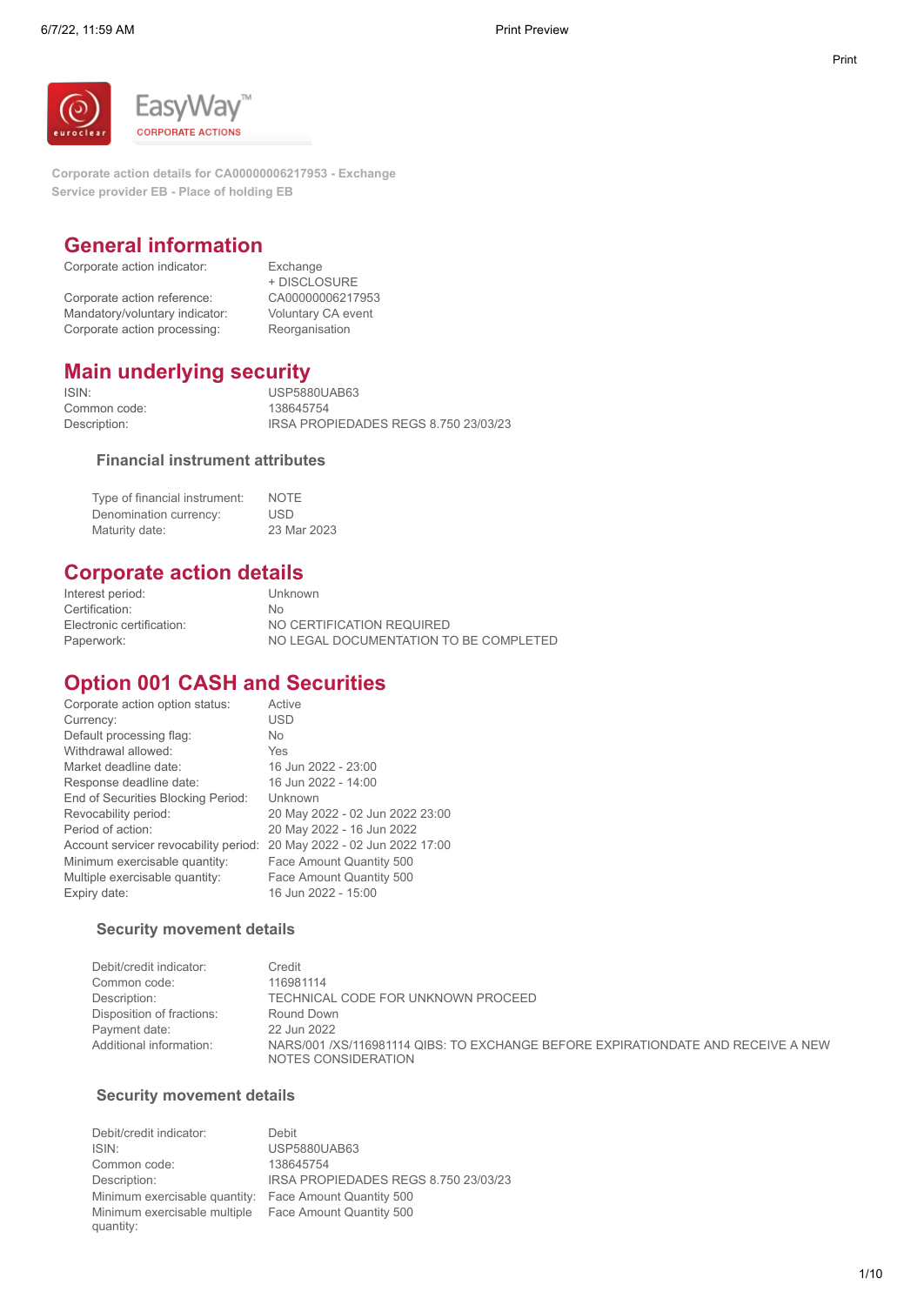EasyWay™
CORPORATE ACTIONS

Corporate action details for CA00000006217953 - Exchange
Service provider EB - Place of holding EB

## General information

| | |
|---|---|
| Corporate action indicator: | Exchange<br>+ DISCLOSURE |
| Corporate action reference: | CA00000006217953 |
| Mandatory/voluntary indicator: | Voluntary CA event |
| Corporate action processing: | Reorganisation |

## Main underlying security

| | |
|---|---|
| ISIN: | USP5880UAB63 |
| Common code: | 138645754 |
| Description: | IRSA PROPIEDADES REGS 8.750 23/03/23 |

### Financial instrument attributes

| | |
|---|---|
| Type of financial instrument: | NOTE |
| Denomination currency: | USD |
| Maturity date: | 23 Mar 2023 |

## Corporate action details

| | |
|---|---|
| Interest period: | Unknown |
| Certification: | No |
| Electronic certification: | NO CERTIFICATION REQUIRED |
| Paperwork: | NO LEGAL DOCUMENTATION TO BE COMPLETED |

## Option 001 CASH and Securities

| | |
|---|---|
| Corporate action option status: | Active |
| Currency: | USD |
| Default processing flag: | No |
| Withdrawal allowed: | Yes |
| Market deadline date: | 16 Jun 2022 - 23:00 |
| Response deadline date: | 16 Jun 2022 - 14:00 |
| End of Securities Blocking Period: | Unknown |
| Revocability period: | 20 May 2022 - 02 Jun 2022 23:00 |
| Period of action: | 20 May 2022 - 16 Jun 2022 |
| Account servicer revocability period: | 20 May 2022 - 02 Jun 2022 17:00 |
| Minimum exercisable quantity: | Face Amount Quantity 500 |
| Multiple exercisable quantity: | Face Amount Quantity 500 |
| Expiry date: | 16 Jun 2022 - 15:00 |

### Security movement details

| | |
|---|---|
| Debit/credit indicator: | Credit |
| Common code: | 116981114 |
| Description: | TECHNICAL CODE FOR UNKNOWN PROCEED |
| Disposition of fractions: | Round Down |
| Payment date: | 22 Jun 2022 |
| Additional information: | NARS/001 /XS/116981114 QIBS: TO EXCHANGE BEFORE EXPIRATIONDATE AND RECEIVE A NEW NOTES CONSIDERATION |

### Security movement details

| | |
|---|---|
| Debit/credit indicator: | Debit |
| ISIN: | USP5880UAB63 |
| Common code: | 138645754 |
| Description: | IRSA PROPIEDADES REGS 8.750 23/03/23 |
| Minimum exercisable quantity: | Face Amount Quantity 500 |
| Minimum exercisable multiple quantity: | Face Amount Quantity 500 |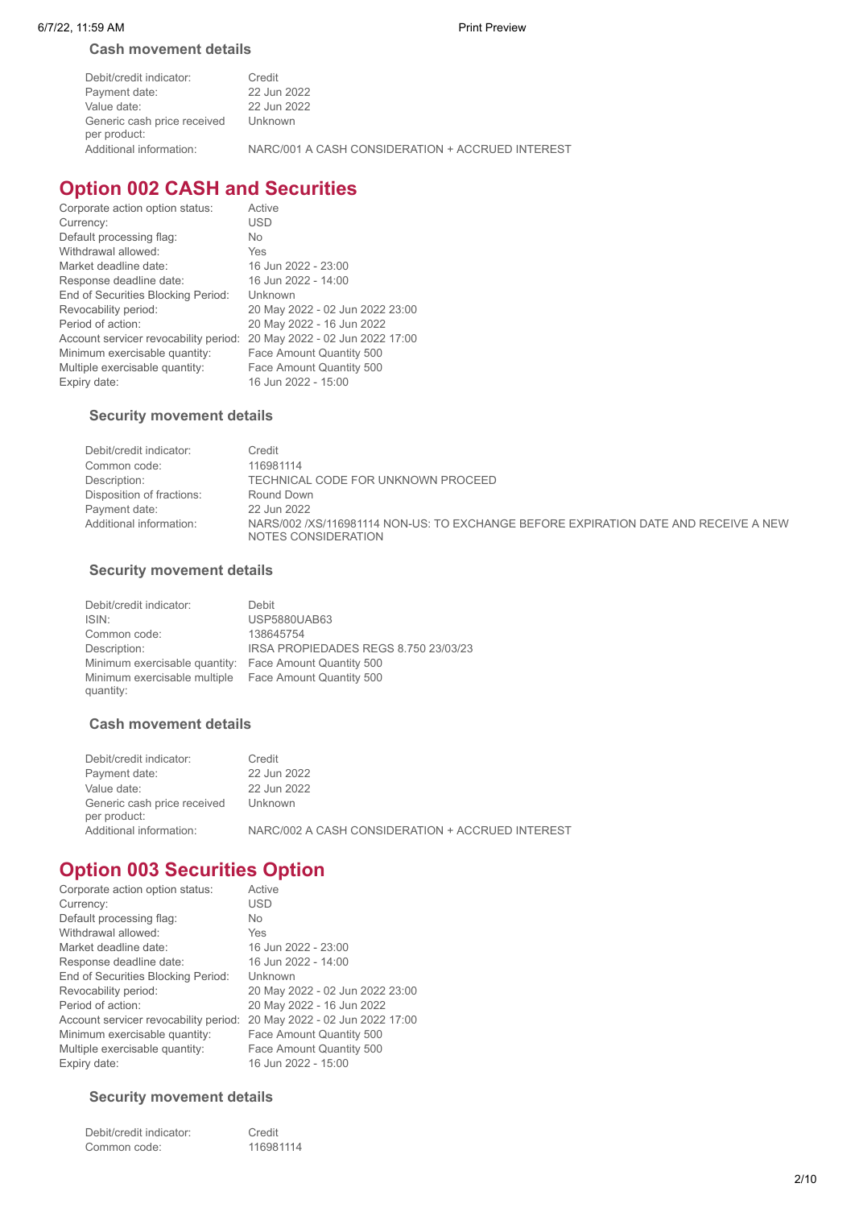### Cash movement details

| | |
|---|---|
| Debit/credit indicator: | Credit |
| Payment date: | 22 Jun 2022 |
| Value date: | 22 Jun 2022 |
| Generic cash price received per product: | Unknown |
| Additional information: | NARC/001 A CASH CONSIDERATION + ACCRUED INTEREST |

## Option 002 CASH and Securities

| | |
|---|---|
| Corporate action option status: | Active |
| Currency: | USD |
| Default processing flag: | No |
| Withdrawal allowed: | Yes |
| Market deadline date: | 16 Jun 2022 - 23:00 |
| Response deadline date: | 16 Jun 2022 - 14:00 |
| End of Securities Blocking Period: | Unknown |
| Revocability period: | 20 May 2022 - 02 Jun 2022 23:00 |
| Period of action: | 20 May 2022 - 16 Jun 2022 |
| Account servicer revocability period: | 20 May 2022 - 02 Jun 2022 17:00 |
| Minimum exercisable quantity: | Face Amount Quantity 500 |
| Multiple exercisable quantity: | Face Amount Quantity 500 |
| Expiry date: | 16 Jun 2022 - 15:00 |

### Security movement details

| | |
|---|---|
| Debit/credit indicator: | Credit |
| Common code: | 116981114 |
| Description: | TECHNICAL CODE FOR UNKNOWN PROCEED |
| Disposition of fractions: | Round Down |
| Payment date: | 22 Jun 2022 |
| Additional information: | NARS/002 /XS/116981114 NON-US: TO EXCHANGE BEFORE EXPIRATION DATE AND RECEIVE A NEW NOTES CONSIDERATION |

### Security movement details

| | |
|---|---|
| Debit/credit indicator: | Debit |
| ISIN: | USP5880UAB63 |
| Common code: | 138645754 |
| Description: | IRSA PROPIEDADES REGS 8.750 23/03/23 |
| Minimum exercisable quantity: | Face Amount Quantity 500 |
| Minimum exercisable multiple quantity: | Face Amount Quantity 500 |

### Cash movement details

| | |
|---|---|
| Debit/credit indicator: | Credit |
| Payment date: | 22 Jun 2022 |
| Value date: | 22 Jun 2022 |
| Generic cash price received per product: | Unknown |
| Additional information: | NARC/002 A CASH CONSIDERATION + ACCRUED INTEREST |

## Option 003 Securities Option

| | |
|---|---|
| Corporate action option status: | Active |
| Currency: | USD |
| Default processing flag: | No |
| Withdrawal allowed: | Yes |
| Market deadline date: | 16 Jun 2022 - 23:00 |
| Response deadline date: | 16 Jun 2022 - 14:00 |
| End of Securities Blocking Period: | Unknown |
| Revocability period: | 20 May 2022 - 02 Jun 2022 23:00 |
| Period of action: | 20 May 2022 - 16 Jun 2022 |
| Account servicer revocability period: | 20 May 2022 - 02 Jun 2022 17:00 |
| Minimum exercisable quantity: | Face Amount Quantity 500 |
| Multiple exercisable quantity: | Face Amount Quantity 500 |
| Expiry date: | 16 Jun 2022 - 15:00 |

### Security movement details

| | |
|---|---|
| Debit/credit indicator: | Credit |
| Common code: | 116981114 |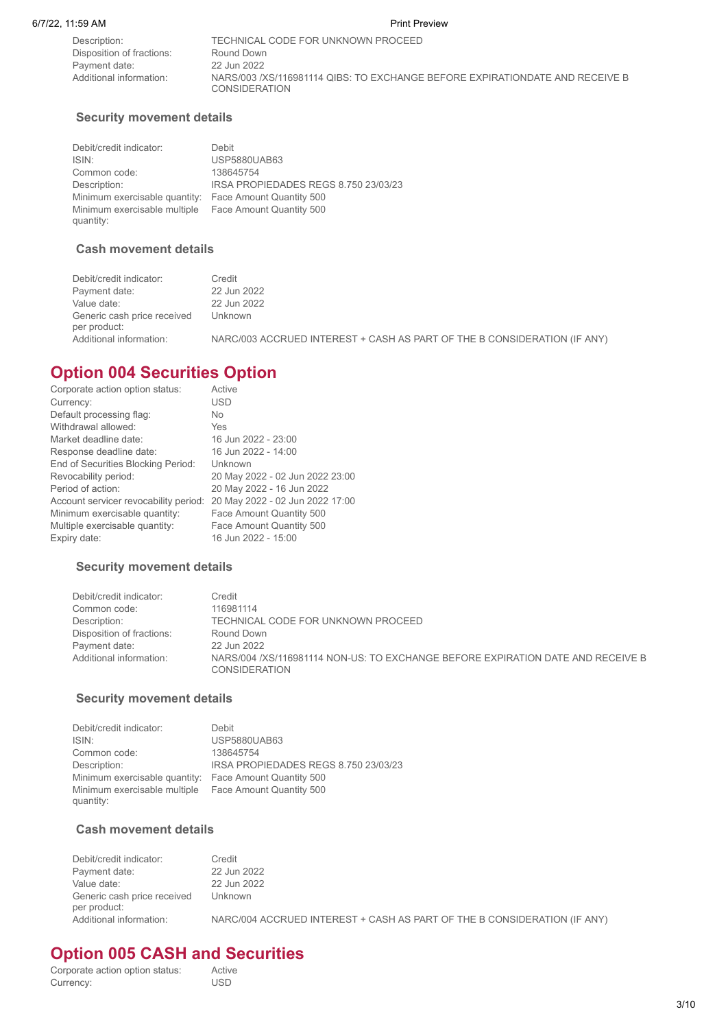| | |
|---|---|
| Description: | TECHNICAL CODE FOR UNKNOWN PROCEED |
| Disposition of fractions: | Round Down |
| Payment date: | 22 Jun 2022 |
| Additional information: | NARS/003 /XS/116981114 QIBS: TO EXCHANGE BEFORE EXPIRATIONDATE AND RECEIVE B CONSIDERATION |

### Security movement details

| | |
|---|---|
| Debit/credit indicator: | Debit |
| ISIN: | USP5880UAB63 |
| Common code: | 138645754 |
| Description: | IRSA PROPIEDADES REGS 8.750 23/03/23 |
| Minimum exercisable quantity: | Face Amount Quantity 500 |
| Minimum exercisable multiple quantity: | Face Amount Quantity 500 |

### Cash movement details

| | |
|---|---|
| Debit/credit indicator: | Credit |
| Payment date: | 22 Jun 2022 |
| Value date: | 22 Jun 2022 |
| Generic cash price received per product: | Unknown |
| Additional information: | NARC/003 ACCRUED INTEREST + CASH AS PART OF THE B CONSIDERATION (IF ANY) |

## Option 004 Securities Option

| | |
|---|---|
| Corporate action option status: | Active |
| Currency: | USD |
| Default processing flag: | No |
| Withdrawal allowed: | Yes |
| Market deadline date: | 16 Jun 2022 - 23:00 |
| Response deadline date: | 16 Jun 2022 - 14:00 |
| End of Securities Blocking Period: | Unknown |
| Revocability period: | 20 May 2022 - 02 Jun 2022 23:00 |
| Period of action: | 20 May 2022 - 16 Jun 2022 |
| Account servicer revocability period: | 20 May 2022 - 02 Jun 2022 17:00 |
| Minimum exercisable quantity: | Face Amount Quantity 500 |
| Multiple exercisable quantity: | Face Amount Quantity 500 |
| Expiry date: | 16 Jun 2022 - 15:00 |

### Security movement details

| | |
|---|---|
| Debit/credit indicator: | Credit |
| Common code: | 116981114 |
| Description: | TECHNICAL CODE FOR UNKNOWN PROCEED |
| Disposition of fractions: | Round Down |
| Payment date: | 22 Jun 2022 |
| Additional information: | NARS/004 /XS/116981114 NON-US: TO EXCHANGE BEFORE EXPIRATION DATE AND RECEIVE B CONSIDERATION |

### Security movement details

| | |
|---|---|
| Debit/credit indicator: | Debit |
| ISIN: | USP5880UAB63 |
| Common code: | 138645754 |
| Description: | IRSA PROPIEDADES REGS 8.750 23/03/23 |
| Minimum exercisable quantity: | Face Amount Quantity 500 |
| Minimum exercisable multiple quantity: | Face Amount Quantity 500 |

### Cash movement details

| | |
|---|---|
| Debit/credit indicator: | Credit |
| Payment date: | 22 Jun 2022 |
| Value date: | 22 Jun 2022 |
| Generic cash price received per product: | Unknown |
| Additional information: | NARC/004 ACCRUED INTEREST + CASH AS PART OF THE B CONSIDERATION (IF ANY) |

## Option 005 CASH and Securities

| | |
|---|---|
| Corporate action option status: | Active |
| Currency: | USD |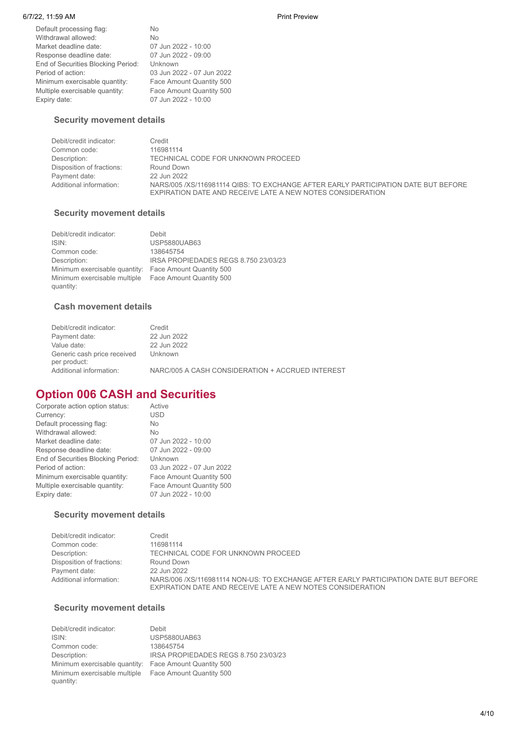| | |
|---|---|
| Default processing flag: | No |
| Withdrawal allowed: | No |
| Market deadline date: | 07 Jun 2022 - 10:00 |
| Response deadline date: | 07 Jun 2022 - 09:00 |
| End of Securities Blocking Period: | Unknown |
| Period of action: | 03 Jun 2022 - 07 Jun 2022 |
| Minimum exercisable quantity: | Face Amount Quantity 500 |
| Multiple exercisable quantity: | Face Amount Quantity 500 |
| Expiry date: | 07 Jun 2022 - 10:00 |

### Security movement details

| | |
|---|---|
| Debit/credit indicator: | Credit |
| Common code: | 116981114 |
| Description: | TECHNICAL CODE FOR UNKNOWN PROCEED |
| Disposition of fractions: | Round Down |
| Payment date: | 22 Jun 2022 |
| Additional information: | NARS/005 /XS/116981114 QIBS: TO EXCHANGE AFTER EARLY PARTICIPATION DATE BUT BEFORE EXPIRATION DATE AND RECEIVE LATE A NEW NOTES CONSIDERATION |

### Security movement details

| | |
|---|---|
| Debit/credit indicator: | Debit |
| ISIN: | USP5880UAB63 |
| Common code: | 138645754 |
| Description: | IRSA PROPIEDADES REGS 8.750 23/03/23 |
| Minimum exercisable quantity: | Face Amount Quantity 500 |
| Minimum exercisable multiple quantity: | Face Amount Quantity 500 |

### Cash movement details

| | |
|---|---|
| Debit/credit indicator: | Credit |
| Payment date: | 22 Jun 2022 |
| Value date: | 22 Jun 2022 |
| Generic cash price received per product: | Unknown |
| Additional information: | NARC/005 A CASH CONSIDERATION + ACCRUED INTEREST |

## Option 006 CASH and Securities

| | |
|---|---|
| Corporate action option status: | Active |
| Currency: | USD |
| Default processing flag: | No |
| Withdrawal allowed: | No |
| Market deadline date: | 07 Jun 2022 - 10:00 |
| Response deadline date: | 07 Jun 2022 - 09:00 |
| End of Securities Blocking Period: | Unknown |
| Period of action: | 03 Jun 2022 - 07 Jun 2022 |
| Minimum exercisable quantity: | Face Amount Quantity 500 |
| Multiple exercisable quantity: | Face Amount Quantity 500 |
| Expiry date: | 07 Jun 2022 - 10:00 |

### Security movement details

| | |
|---|---|
| Debit/credit indicator: | Credit |
| Common code: | 116981114 |
| Description: | TECHNICAL CODE FOR UNKNOWN PROCEED |
| Disposition of fractions: | Round Down |
| Payment date: | 22 Jun 2022 |
| Additional information: | NARS/006 /XS/116981114 NON-US: TO EXCHANGE AFTER EARLY PARTICIPATION DATE BUT BEFORE EXPIRATION DATE AND RECEIVE LATE A NEW NOTES CONSIDERATION |

### Security movement details

| | |
|---|---|
| Debit/credit indicator: | Debit |
| ISIN: | USP5880UAB63 |
| Common code: | 138645754 |
| Description: | IRSA PROPIEDADES REGS 8.750 23/03/23 |
| Minimum exercisable quantity: | Face Amount Quantity 500 |
| Minimum exercisable multiple quantity: | Face Amount Quantity 500 |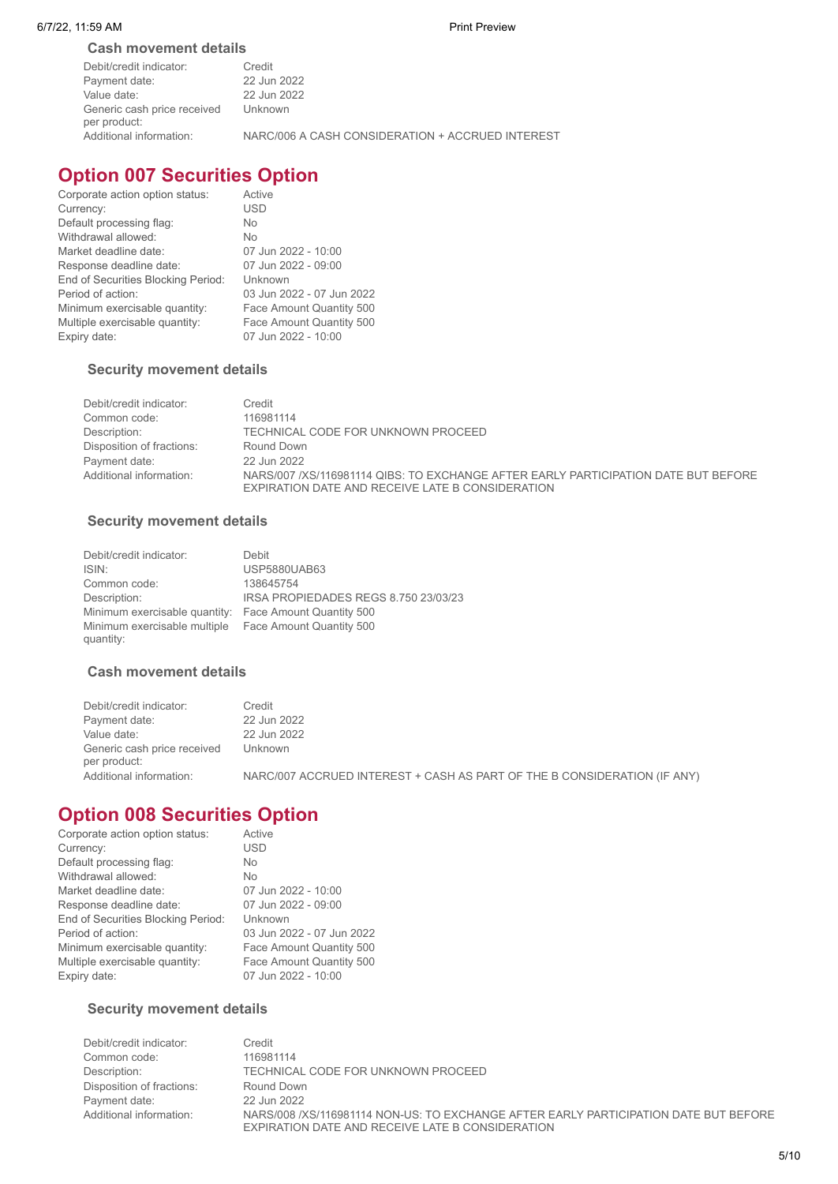### Cash movement details

| | |
|---|---|
| Debit/credit indicator: | Credit |
| Payment date: | 22 Jun 2022 |
| Value date: | 22 Jun 2022 |
| Generic cash price received per product: | Unknown |
| Additional information: | NARC/006 A CASH CONSIDERATION + ACCRUED INTEREST |

## Option 007 Securities Option

| | |
|---|---|
| Corporate action option status: | Active |
| Currency: | USD |
| Default processing flag: | No |
| Withdrawal allowed: | No |
| Market deadline date: | 07 Jun 2022 - 10:00 |
| Response deadline date: | 07 Jun 2022 - 09:00 |
| End of Securities Blocking Period: | Unknown |
| Period of action: | 03 Jun 2022 - 07 Jun 2022 |
| Minimum exercisable quantity: | Face Amount Quantity 500 |
| Multiple exercisable quantity: | Face Amount Quantity 500 |
| Expiry date: | 07 Jun 2022 - 10:00 |

### Security movement details

| | |
|---|---|
| Debit/credit indicator: | Credit |
| Common code: | 116981114 |
| Description: | TECHNICAL CODE FOR UNKNOWN PROCEED |
| Disposition of fractions: | Round Down |
| Payment date: | 22 Jun 2022 |
| Additional information: | NARS/007 /XS/116981114 QIBS: TO EXCHANGE AFTER EARLY PARTICIPATION DATE BUT BEFORE EXPIRATION DATE AND RECEIVE LATE B CONSIDERATION |

### Security movement details

| | |
|---|---|
| Debit/credit indicator: | Debit |
| ISIN: | USP5880UAB63 |
| Common code: | 138645754 |
| Description: | IRSA PROPIEDADES REGS 8.750 23/03/23 |
| Minimum exercisable quantity: | Face Amount Quantity 500 |
| Minimum exercisable multiple quantity: | Face Amount Quantity 500 |

### Cash movement details

| | |
|---|---|
| Debit/credit indicator: | Credit |
| Payment date: | 22 Jun 2022 |
| Value date: | 22 Jun 2022 |
| Generic cash price received per product: | Unknown |
| Additional information: | NARC/007 ACCRUED INTEREST + CASH AS PART OF THE B CONSIDERATION (IF ANY) |

## Option 008 Securities Option

| | |
|---|---|
| Corporate action option status: | Active |
| Currency: | USD |
| Default processing flag: | No |
| Withdrawal allowed: | No |
| Market deadline date: | 07 Jun 2022 - 10:00 |
| Response deadline date: | 07 Jun 2022 - 09:00 |
| End of Securities Blocking Period: | Unknown |
| Period of action: | 03 Jun 2022 - 07 Jun 2022 |
| Minimum exercisable quantity: | Face Amount Quantity 500 |
| Multiple exercisable quantity: | Face Amount Quantity 500 |
| Expiry date: | 07 Jun 2022 - 10:00 |

### Security movement details

| | |
|---|---|
| Debit/credit indicator: | Credit |
| Common code: | 116981114 |
| Description: | TECHNICAL CODE FOR UNKNOWN PROCEED |
| Disposition of fractions: | Round Down |
| Payment date: | 22 Jun 2022 |
| Additional information: | NARS/008 /XS/116981114 NON-US: TO EXCHANGE AFTER EARLY PARTICIPATION DATE BUT BEFORE EXPIRATION DATE AND RECEIVE LATE B CONSIDERATION |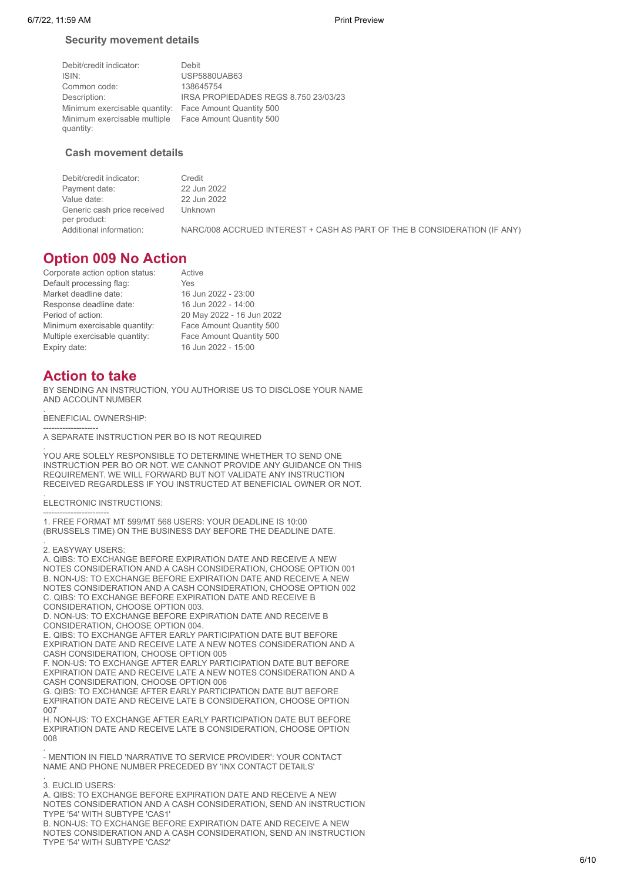### Security movement details

| | |
|---|---|
| Debit/credit indicator: | Debit |
| ISIN: | USP5880UAB63 |
| Common code: | 138645754 |
| Description: | IRSA PROPIEDADES REGS 8.750 23/03/23 |
| Minimum exercisable quantity: | Face Amount Quantity 500 |
| Minimum exercisable multiple quantity: | Face Amount Quantity 500 |

### Cash movement details

| | |
|---|---|
| Debit/credit indicator: | Credit |
| Payment date: | 22 Jun 2022 |
| Value date: | 22 Jun 2022 |
| Generic cash price received per product: | Unknown |
| Additional information: | NARC/008 ACCRUED INTEREST + CASH AS PART OF THE B CONSIDERATION (IF ANY) |

## Option 009 No Action

| | |
|---|---|
| Corporate action option status: | Active |
| Default processing flag: | Yes |
| Market deadline date: | 16 Jun 2022 - 23:00 |
| Response deadline date: | 16 Jun 2022 - 14:00 |
| Period of action: | 20 May 2022 - 16 Jun 2022 |
| Minimum exercisable quantity: | Face Amount Quantity 500 |
| Multiple exercisable quantity: | Face Amount Quantity 500 |
| Expiry date: | 16 Jun 2022 - 15:00 |

## Action to take

BY SENDING AN INSTRUCTION, YOU AUTHORISE US TO DISCLOSE YOUR NAME AND ACCOUNT NUMBER

.
BENEFICIAL OWNERSHIP:
--------------------
A SEPARATE INSTRUCTION PER BO IS NOT REQUIRED

.
YOU ARE SOLELY RESPONSIBLE TO DETERMINE WHETHER TO SEND ONE INSTRUCTION PER BO OR NOT. WE CANNOT PROVIDE ANY GUIDANCE ON THIS REQUIREMENT. WE WILL FORWARD BUT NOT VALIDATE ANY INSTRUCTION RECEIVED REGARDLESS IF YOU INSTRUCTED AT BENEFICIAL OWNER OR NOT.

.
ELECTRONIC INSTRUCTIONS:
------------------------
1. FREE FORMAT MT 599/MT 568 USERS: YOUR DEADLINE IS 10:00 (BRUSSELS TIME) ON THE BUSINESS DAY BEFORE THE DEADLINE DATE.

.
2. EASYWAY USERS:
A. QIBS: TO EXCHANGE BEFORE EXPIRATION DATE AND RECEIVE A NEW NOTES CONSIDERATION AND A CASH CONSIDERATION, CHOOSE OPTION 001
B. NON-US: TO EXCHANGE BEFORE EXPIRATION DATE AND RECEIVE A NEW NOTES CONSIDERATION AND A CASH CONSIDERATION, CHOOSE OPTION 002
C. QIBS: TO EXCHANGE BEFORE EXPIRATION DATE AND RECEIVE B CONSIDERATION, CHOOSE OPTION 003.
D. NON-US: TO EXCHANGE BEFORE EXPIRATION DATE AND RECEIVE B CONSIDERATION, CHOOSE OPTION 004.
E. QIBS: TO EXCHANGE AFTER EARLY PARTICIPATION DATE BUT BEFORE EXPIRATION DATE AND RECEIVE LATE A NEW NOTES CONSIDERATION AND A CASH CONSIDERATION, CHOOSE OPTION 005
F. NON-US: TO EXCHANGE AFTER EARLY PARTICIPATION DATE BUT BEFORE EXPIRATION DATE AND RECEIVE LATE A NEW NOTES CONSIDERATION AND A CASH CONSIDERATION, CHOOSE OPTION 006
G. QIBS: TO EXCHANGE AFTER EARLY PARTICIPATION DATE BUT BEFORE EXPIRATION DATE AND RECEIVE LATE B CONSIDERATION, CHOOSE OPTION 007
H. NON-US: TO EXCHANGE AFTER EARLY PARTICIPATION DATE BUT BEFORE EXPIRATION DATE AND RECEIVE LATE B CONSIDERATION, CHOOSE OPTION 008

.
- MENTION IN FIELD 'NARRATIVE TO SERVICE PROVIDER': YOUR CONTACT NAME AND PHONE NUMBER PRECEDED BY 'INX CONTACT DETAILS'

.
3. EUCLID USERS:
A. QIBS: TO EXCHANGE BEFORE EXPIRATION DATE AND RECEIVE A NEW NOTES CONSIDERATION AND A CASH CONSIDERATION, SEND AN INSTRUCTION TYPE '54' WITH SUBTYPE 'CAS1'
B. NON-US: TO EXCHANGE BEFORE EXPIRATION DATE AND RECEIVE A NEW NOTES CONSIDERATION AND A CASH CONSIDERATION, SEND AN INSTRUCTION TYPE '54' WITH SUBTYPE 'CAS2'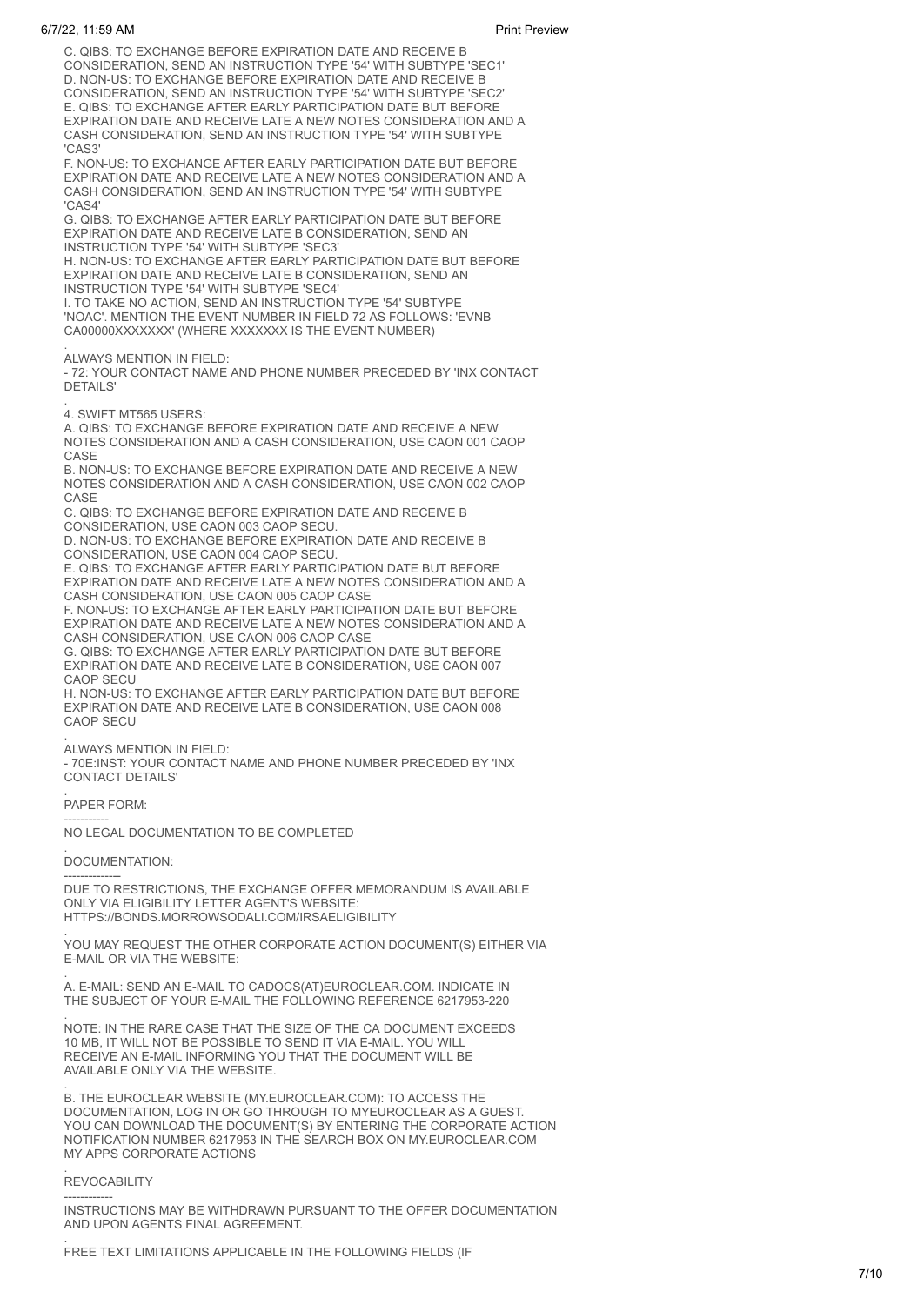C. QIBS: TO EXCHANGE BEFORE EXPIRATION DATE AND RECEIVE B CONSIDERATION, SEND AN INSTRUCTION TYPE '54' WITH SUBTYPE 'SEC1'
D. NON-US: TO EXCHANGE BEFORE EXPIRATION DATE AND RECEIVE B CONSIDERATION, SEND AN INSTRUCTION TYPE '54' WITH SUBTYPE 'SEC2'
E. QIBS: TO EXCHANGE AFTER EARLY PARTICIPATION DATE BUT BEFORE EXPIRATION DATE AND RECEIVE LATE A NEW NOTES CONSIDERATION AND A CASH CONSIDERATION, SEND AN INSTRUCTION TYPE '54' WITH SUBTYPE 'CAS3'
F. NON-US: TO EXCHANGE AFTER EARLY PARTICIPATION DATE BUT BEFORE EXPIRATION DATE AND RECEIVE LATE A NEW NOTES CONSIDERATION AND A CASH CONSIDERATION, SEND AN INSTRUCTION TYPE '54' WITH SUBTYPE 'CAS4'
G. QIBS: TO EXCHANGE AFTER EARLY PARTICIPATION DATE BUT BEFORE EXPIRATION DATE AND RECEIVE LATE B CONSIDERATION, SEND AN INSTRUCTION TYPE '54' WITH SUBTYPE 'SEC3'
H. NON-US: TO EXCHANGE AFTER EARLY PARTICIPATION DATE BUT BEFORE EXPIRATION DATE AND RECEIVE LATE B CONSIDERATION, SEND AN INSTRUCTION TYPE '54' WITH SUBTYPE 'SEC4'
I. TO TAKE NO ACTION, SEND AN INSTRUCTION TYPE '54' SUBTYPE 'NOAC'. MENTION THE EVENT NUMBER IN FIELD 72 AS FOLLOWS: 'EVNB CA00000XXXXXXX' (WHERE XXXXXXX IS THE EVENT NUMBER)

.
ALWAYS MENTION IN FIELD:
- 72: YOUR CONTACT NAME AND PHONE NUMBER PRECEDED BY 'INX CONTACT DETAILS'

.
4. SWIFT MT565 USERS:
A. QIBS: TO EXCHANGE BEFORE EXPIRATION DATE AND RECEIVE A NEW NOTES CONSIDERATION AND A CASH CONSIDERATION, USE CAON 001 CAOP CASE
B. NON-US: TO EXCHANGE BEFORE EXPIRATION DATE AND RECEIVE A NEW NOTES CONSIDERATION AND A CASH CONSIDERATION, USE CAON 002 CAOP CASE
C. QIBS: TO EXCHANGE BEFORE EXPIRATION DATE AND RECEIVE B CONSIDERATION, USE CAON 003 CAOP SECU.
D. NON-US: TO EXCHANGE BEFORE EXPIRATION DATE AND RECEIVE B CONSIDERATION, USE CAON 004 CAOP SECU.
E. QIBS: TO EXCHANGE AFTER EARLY PARTICIPATION DATE BUT BEFORE EXPIRATION DATE AND RECEIVE LATE A NEW NOTES CONSIDERATION AND A CASH CONSIDERATION, USE CAON 005 CAOP CASE
F. NON-US: TO EXCHANGE AFTER EARLY PARTICIPATION DATE BUT BEFORE EXPIRATION DATE AND RECEIVE LATE A NEW NOTES CONSIDERATION AND A CASH CONSIDERATION, USE CAON 006 CAOP CASE
G. QIBS: TO EXCHANGE AFTER EARLY PARTICIPATION DATE BUT BEFORE EXPIRATION DATE AND RECEIVE LATE B CONSIDERATION, USE CAON 007 CAOP SECU
H. NON-US: TO EXCHANGE AFTER EARLY PARTICIPATION DATE BUT BEFORE EXPIRATION DATE AND RECEIVE LATE B CONSIDERATION, USE CAON 008 CAOP SECU

.
ALWAYS MENTION IN FIELD:
- 70E:INST: YOUR CONTACT NAME AND PHONE NUMBER PRECEDED BY 'INX CONTACT DETAILS'

.
PAPER FORM:
-----------
NO LEGAL DOCUMENTATION TO BE COMPLETED

.
DOCUMENTATION:
--------------
DUE TO RESTRICTIONS, THE EXCHANGE OFFER MEMORANDUM IS AVAILABLE ONLY VIA ELIGIBILITY LETTER AGENT'S WEBSITE: HTTPS://BONDS.MORROWSODALI.COM/IRSAELIGIBILITY

.
YOU MAY REQUEST THE OTHER CORPORATE ACTION DOCUMENT(S) EITHER VIA E-MAIL OR VIA THE WEBSITE:

.
A. E-MAIL: SEND AN E-MAIL TO CADOCS(AT)EUROCLEAR.COM. INDICATE IN THE SUBJECT OF YOUR E-MAIL THE FOLLOWING REFERENCE 6217953-220

.
NOTE: IN THE RARE CASE THAT THE SIZE OF THE CA DOCUMENT EXCEEDS 10 MB, IT WILL NOT BE POSSIBLE TO SEND IT VIA E-MAIL. YOU WILL RECEIVE AN E-MAIL INFORMING YOU THAT THE DOCUMENT WILL BE AVAILABLE ONLY VIA THE WEBSITE.

.
B. THE EUROCLEAR WEBSITE (MY.EUROCLEAR.COM): TO ACCESS THE DOCUMENTATION, LOG IN OR GO THROUGH TO MYEUROCLEAR AS A GUEST. YOU CAN DOWNLOAD THE DOCUMENT(S) BY ENTERING THE CORPORATE ACTION NOTIFICATION NUMBER 6217953 IN THE SEARCH BOX ON MY.EUROCLEAR.COM MY APPS CORPORATE ACTIONS

.
REVOCABILITY
------------
INSTRUCTIONS MAY BE WITHDRAWN PURSUANT TO THE OFFER DOCUMENTATION AND UPON AGENTS FINAL AGREEMENT.

.
FREE TEXT LIMITATIONS APPLICABLE IN THE FOLLOWING FIELDS (IF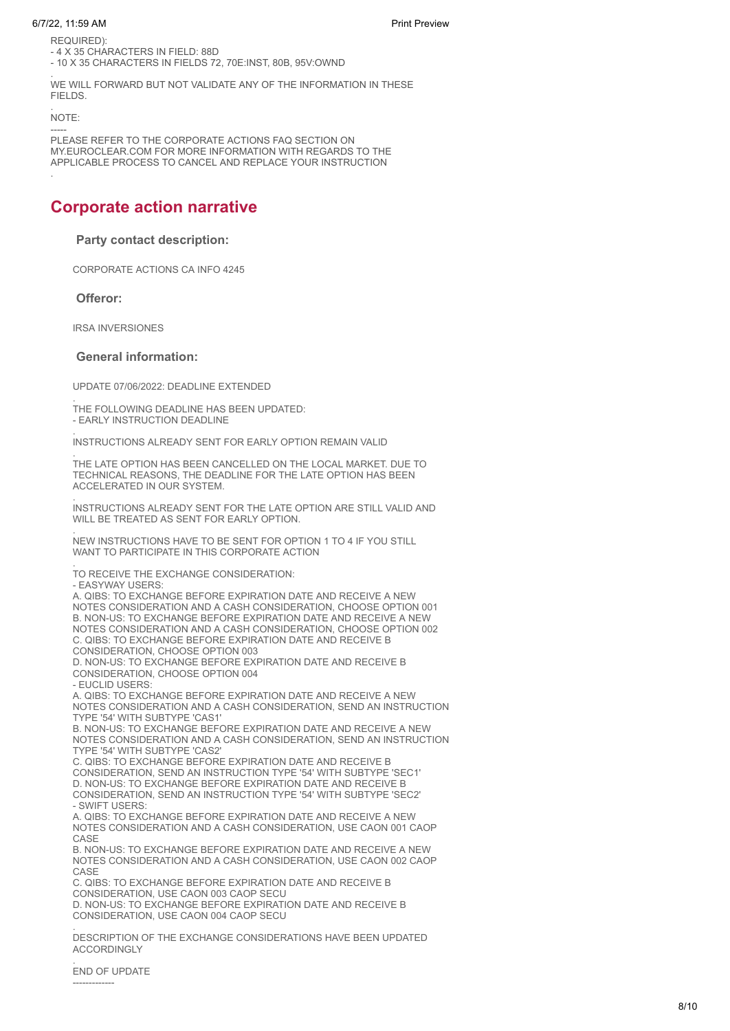REQUIRED):
- 4 X 35 CHARACTERS IN FIELD: 88D
- 10 X 35 CHARACTERS IN FIELDS 72, 70E:INST, 80B, 95V:OWND

.
WE WILL FORWARD BUT NOT VALIDATE ANY OF THE INFORMATION IN THESE FIELDS.

.
NOTE:
-----
PLEASE REFER TO THE CORPORATE ACTIONS FAQ SECTION ON MY.EUROCLEAR.COM FOR MORE INFORMATION WITH REGARDS TO THE APPLICABLE PROCESS TO CANCEL AND REPLACE YOUR INSTRUCTION
.

## Corporate action narrative

### Party contact description:

CORPORATE ACTIONS CA INFO 4245

### Offeror:

IRSA INVERSIONES

### General information:

UPDATE 07/06/2022: DEADLINE EXTENDED

.
THE FOLLOWING DEADLINE HAS BEEN UPDATED:
- EARLY INSTRUCTION DEADLINE

.
INSTRUCTIONS ALREADY SENT FOR EARLY OPTION REMAIN VALID

.
THE LATE OPTION HAS BEEN CANCELLED ON THE LOCAL MARKET. DUE TO TECHNICAL REASONS, THE DEADLINE FOR THE LATE OPTION HAS BEEN ACCELERATED IN OUR SYSTEM.

.
INSTRUCTIONS ALREADY SENT FOR THE LATE OPTION ARE STILL VALID AND WILL BE TREATED AS SENT FOR EARLY OPTION.

.
NEW INSTRUCTIONS HAVE TO BE SENT FOR OPTION 1 TO 4 IF YOU STILL WANT TO PARTICIPATE IN THIS CORPORATE ACTION

.
TO RECEIVE THE EXCHANGE CONSIDERATION:
- EASYWAY USERS:
A. QIBS: TO EXCHANGE BEFORE EXPIRATION DATE AND RECEIVE A NEW NOTES CONSIDERATION AND A CASH CONSIDERATION, CHOOSE OPTION 001
B. NON-US: TO EXCHANGE BEFORE EXPIRATION DATE AND RECEIVE A NEW NOTES CONSIDERATION AND A CASH CONSIDERATION, CHOOSE OPTION 002
C. QIBS: TO EXCHANGE BEFORE EXPIRATION DATE AND RECEIVE B CONSIDERATION, CHOOSE OPTION 003
D. NON-US: TO EXCHANGE BEFORE EXPIRATION DATE AND RECEIVE B CONSIDERATION, CHOOSE OPTION 004
- EUCLID USERS:
A. QIBS: TO EXCHANGE BEFORE EXPIRATION DATE AND RECEIVE A NEW NOTES CONSIDERATION AND A CASH CONSIDERATION, SEND AN INSTRUCTION TYPE '54' WITH SUBTYPE 'CAS1'
B. NON-US: TO EXCHANGE BEFORE EXPIRATION DATE AND RECEIVE A NEW NOTES CONSIDERATION AND A CASH CONSIDERATION, SEND AN INSTRUCTION TYPE '54' WITH SUBTYPE 'CAS2'
C. QIBS: TO EXCHANGE BEFORE EXPIRATION DATE AND RECEIVE B CONSIDERATION, SEND AN INSTRUCTION TYPE '54' WITH SUBTYPE 'SEC1'
D. NON-US: TO EXCHANGE BEFORE EXPIRATION DATE AND RECEIVE B CONSIDERATION, SEND AN INSTRUCTION TYPE '54' WITH SUBTYPE 'SEC2'
- SWIFT USERS:
A. QIBS: TO EXCHANGE BEFORE EXPIRATION DATE AND RECEIVE A NEW NOTES CONSIDERATION AND A CASH CONSIDERATION, USE CAON 001 CAOP CASE
B. NON-US: TO EXCHANGE BEFORE EXPIRATION DATE AND RECEIVE A NEW NOTES CONSIDERATION AND A CASH CONSIDERATION, USE CAON 002 CAOP CASE
C. QIBS: TO EXCHANGE BEFORE EXPIRATION DATE AND RECEIVE B CONSIDERATION, USE CAON 003 CAOP SECU
D. NON-US: TO EXCHANGE BEFORE EXPIRATION DATE AND RECEIVE B CONSIDERATION, USE CAON 004 CAOP SECU

.
DESCRIPTION OF THE EXCHANGE CONSIDERATIONS HAVE BEEN UPDATED ACCORDINGLY

.
END OF UPDATE
------------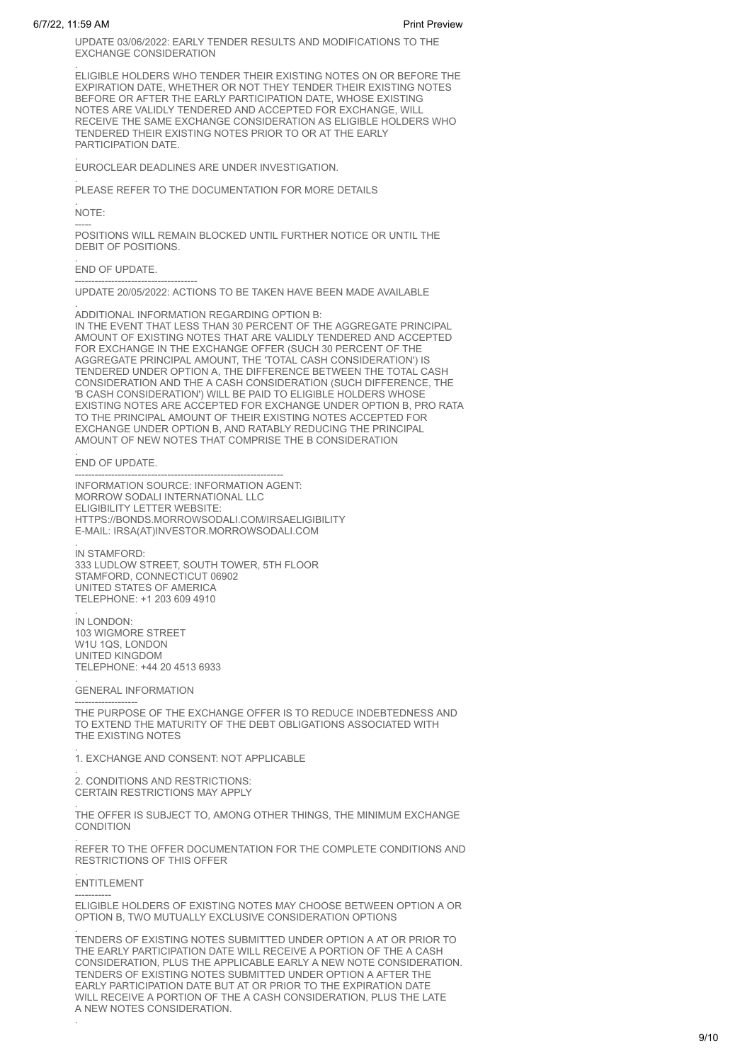UPDATE 03/06/2022: EARLY TENDER RESULTS AND MODIFICATIONS TO THE EXCHANGE CONSIDERATION

.

ELIGIBLE HOLDERS WHO TENDER THEIR EXISTING NOTES ON OR BEFORE THE EXPIRATION DATE, WHETHER OR NOT THEY TENDER THEIR EXISTING NOTES BEFORE OR AFTER THE EARLY PARTICIPATION DATE, WHOSE EXISTING NOTES ARE VALIDLY TENDERED AND ACCEPTED FOR EXCHANGE, WILL RECEIVE THE SAME EXCHANGE CONSIDERATION AS ELIGIBLE HOLDERS WHO TENDERED THEIR EXISTING NOTES PRIOR TO OR AT THE EARLY PARTICIPATION DATE.

.

EUROCLEAR DEADLINES ARE UNDER INVESTIGATION.

.

PLEASE REFER TO THE DOCUMENTATION FOR MORE DETAILS

.

NOTE:

-----

POSITIONS WILL REMAIN BLOCKED UNTIL FURTHER NOTICE OR UNTIL THE DEBIT OF POSITIONS.

.

END OF UPDATE.

------------------------------------

UPDATE 20/05/2022: ACTIONS TO BE TAKEN HAVE BEEN MADE AVAILABLE

.

ADDITIONAL INFORMATION REGARDING OPTION B:
IN THE EVENT THAT LESS THAN 30 PERCENT OF THE AGGREGATE PRINCIPAL AMOUNT OF EXISTING NOTES THAT ARE VALIDLY TENDERED AND ACCEPTED FOR EXCHANGE IN THE EXCHANGE OFFER (SUCH 30 PERCENT OF THE AGGREGATE PRINCIPAL AMOUNT, THE 'TOTAL CASH CONSIDERATION') IS TENDERED UNDER OPTION A, THE DIFFERENCE BETWEEN THE TOTAL CASH CONSIDERATION AND THE A CASH CONSIDERATION (SUCH DIFFERENCE, THE 'B CASH CONSIDERATION') WILL BE PAID TO ELIGIBLE HOLDERS WHOSE EXISTING NOTES ARE ACCEPTED FOR EXCHANGE UNDER OPTION B, PRO RATA TO THE PRINCIPAL AMOUNT OF THEIR EXISTING NOTES ACCEPTED FOR EXCHANGE UNDER OPTION B, AND RATABLY REDUCING THE PRINCIPAL AMOUNT OF NEW NOTES THAT COMPRISE THE B CONSIDERATION

.

END OF UPDATE.

---------------------------------------------------------------

INFORMATION SOURCE: INFORMATION AGENT:
MORROW SODALI INTERNATIONAL LLC
ELIGIBILITY LETTER WEBSITE:
HTTPS://BONDS.MORROWSODALI.COM/IRSAELIGIBILITY
E-MAIL: IRSA(AT)INVESTOR.MORROWSODALI.COM

.

IN STAMFORD:
333 LUDLOW STREET, SOUTH TOWER, 5TH FLOOR
STAMFORD, CONNECTICUT 06902
UNITED STATES OF AMERICA
TELEPHONE: +1 203 609 4910

.

IN LONDON:
103 WIGMORE STREET
W1U 1QS, LONDON
UNITED KINGDOM
TELEPHONE: +44 20 4513 6933

.

GENERAL INFORMATION

-------------------

THE PURPOSE OF THE EXCHANGE OFFER IS TO REDUCE INDEBTEDNESS AND TO EXTEND THE MATURITY OF THE DEBT OBLIGATIONS ASSOCIATED WITH THE EXISTING NOTES

.

1. EXCHANGE AND CONSENT: NOT APPLICABLE

.

2. CONDITIONS AND RESTRICTIONS:
CERTAIN RESTRICTIONS MAY APPLY

.

THE OFFER IS SUBJECT TO, AMONG OTHER THINGS, THE MINIMUM EXCHANGE CONDITION

.

REFER TO THE OFFER DOCUMENTATION FOR THE COMPLETE CONDITIONS AND RESTRICTIONS OF THIS OFFER

.

ENTITLEMENT

-----------

ELIGIBLE HOLDERS OF EXISTING NOTES MAY CHOOSE BETWEEN OPTION A OR OPTION B, TWO MUTUALLY EXCLUSIVE CONSIDERATION OPTIONS

.

TENDERS OF EXISTING NOTES SUBMITTED UNDER OPTION A AT OR PRIOR TO THE EARLY PARTICIPATION DATE WILL RECEIVE A PORTION OF THE A CASH CONSIDERATION, PLUS THE APPLICABLE EARLY A NEW NOTE CONSIDERATION. TENDERS OF EXISTING NOTES SUBMITTED UNDER OPTION A AFTER THE EARLY PARTICIPATION DATE BUT AT OR PRIOR TO THE EXPIRATION DATE WILL RECEIVE A PORTION OF THE A CASH CONSIDERATION, PLUS THE LATE A NEW NOTES CONSIDERATION.

.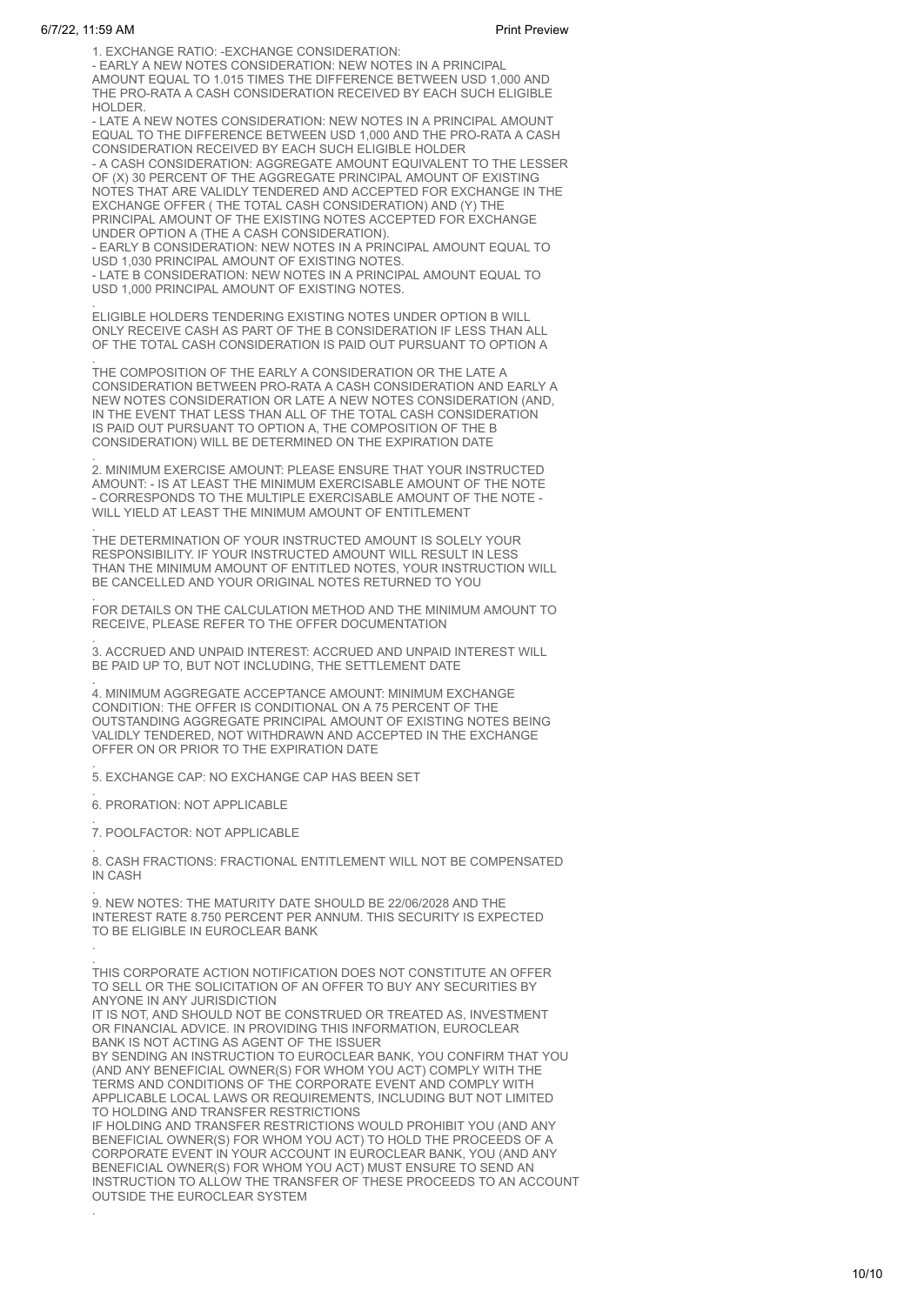1. EXCHANGE RATIO: -EXCHANGE CONSIDERATION:
- EARLY A NEW NOTES CONSIDERATION: NEW NOTES IN A PRINCIPAL AMOUNT EQUAL TO 1.015 TIMES THE DIFFERENCE BETWEEN USD 1,000 AND THE PRO-RATA A CASH CONSIDERATION RECEIVED BY EACH SUCH ELIGIBLE HOLDER.
- LATE A NEW NOTES CONSIDERATION: NEW NOTES IN A PRINCIPAL AMOUNT EQUAL TO THE DIFFERENCE BETWEEN USD 1,000 AND THE PRO-RATA A CASH CONSIDERATION RECEIVED BY EACH SUCH ELIGIBLE HOLDER
- A CASH CONSIDERATION: AGGREGATE AMOUNT EQUIVALENT TO THE LESSER OF (X) 30 PERCENT OF THE AGGREGATE PRINCIPAL AMOUNT OF EXISTING NOTES THAT ARE VALIDLY TENDERED AND ACCEPTED FOR EXCHANGE IN THE EXCHANGE OFFER ( THE TOTAL CASH CONSIDERATION) AND (Y) THE PRINCIPAL AMOUNT OF THE EXISTING NOTES ACCEPTED FOR EXCHANGE UNDER OPTION A (THE A CASH CONSIDERATION).
- EARLY B CONSIDERATION: NEW NOTES IN A PRINCIPAL AMOUNT EQUAL TO USD 1,030 PRINCIPAL AMOUNT OF EXISTING NOTES.
- LATE B CONSIDERATION: NEW NOTES IN A PRINCIPAL AMOUNT EQUAL TO USD 1,000 PRINCIPAL AMOUNT OF EXISTING NOTES.

.
ELIGIBLE HOLDERS TENDERING EXISTING NOTES UNDER OPTION B WILL ONLY RECEIVE CASH AS PART OF THE B CONSIDERATION IF LESS THAN ALL OF THE TOTAL CASH CONSIDERATION IS PAID OUT PURSUANT TO OPTION A

.
THE COMPOSITION OF THE EARLY A CONSIDERATION OR THE LATE A CONSIDERATION BETWEEN PRO-RATA A CASH CONSIDERATION AND EARLY A NEW NOTES CONSIDERATION OR LATE A NEW NOTES CONSIDERATION (AND, IN THE EVENT THAT LESS THAN ALL OF THE TOTAL CASH CONSIDERATION IS PAID OUT PURSUANT TO OPTION A, THE COMPOSITION OF THE B CONSIDERATION) WILL BE DETERMINED ON THE EXPIRATION DATE

.
2. MINIMUM EXERCISE AMOUNT: PLEASE ENSURE THAT YOUR INSTRUCTED AMOUNT: - IS AT LEAST THE MINIMUM EXERCISABLE AMOUNT OF THE NOTE - CORRESPONDS TO THE MULTIPLE EXERCISABLE AMOUNT OF THE NOTE - WILL YIELD AT LEAST THE MINIMUM AMOUNT OF ENTITLEMENT

.
THE DETERMINATION OF YOUR INSTRUCTED AMOUNT IS SOLELY YOUR RESPONSIBILITY. IF YOUR INSTRUCTED AMOUNT WILL RESULT IN LESS THAN THE MINIMUM AMOUNT OF ENTITLED NOTES, YOUR INSTRUCTION WILL BE CANCELLED AND YOUR ORIGINAL NOTES RETURNED TO YOU

.
FOR DETAILS ON THE CALCULATION METHOD AND THE MINIMUM AMOUNT TO RECEIVE, PLEASE REFER TO THE OFFER DOCUMENTATION

.
3. ACCRUED AND UNPAID INTEREST: ACCRUED AND UNPAID INTEREST WILL BE PAID UP TO, BUT NOT INCLUDING, THE SETTLEMENT DATE

.
4. MINIMUM AGGREGATE ACCEPTANCE AMOUNT: MINIMUM EXCHANGE CONDITION: THE OFFER IS CONDITIONAL ON A 75 PERCENT OF THE OUTSTANDING AGGREGATE PRINCIPAL AMOUNT OF EXISTING NOTES BEING VALIDLY TENDERED, NOT WITHDRAWN AND ACCEPTED IN THE EXCHANGE OFFER ON OR PRIOR TO THE EXPIRATION DATE

.
5. EXCHANGE CAP: NO EXCHANGE CAP HAS BEEN SET

.
6. PRORATION: NOT APPLICABLE

.
7. POOLFACTOR: NOT APPLICABLE

.
8. CASH FRACTIONS: FRACTIONAL ENTITLEMENT WILL NOT BE COMPENSATED IN CASH

.
9. NEW NOTES: THE MATURITY DATE SHOULD BE 22/06/2028 AND THE INTEREST RATE 8.750 PERCENT PER ANNUM. THIS SECURITY IS EXPECTED TO BE ELIGIBLE IN EUROCLEAR BANK

.
.
THIS CORPORATE ACTION NOTIFICATION DOES NOT CONSTITUTE AN OFFER TO SELL OR THE SOLICITATION OF AN OFFER TO BUY ANY SECURITIES BY ANYONE IN ANY JURISDICTION
IT IS NOT, AND SHOULD NOT BE CONSTRUED OR TREATED AS, INVESTMENT OR FINANCIAL ADVICE. IN PROVIDING THIS INFORMATION, EUROCLEAR BANK IS NOT ACTING AS AGENT OF THE ISSUER
BY SENDING AN INSTRUCTION TO EUROCLEAR BANK, YOU CONFIRM THAT YOU (AND ANY BENEFICIAL OWNER(S) FOR WHOM YOU ACT) COMPLY WITH THE TERMS AND CONDITIONS OF THE CORPORATE EVENT AND COMPLY WITH APPLICABLE LOCAL LAWS OR REQUIREMENTS, INCLUDING BUT NOT LIMITED TO HOLDING AND TRANSFER RESTRICTIONS
IF HOLDING AND TRANSFER RESTRICTIONS WOULD PROHIBIT YOU (AND ANY BENEFICIAL OWNER(S) FOR WHOM YOU ACT) TO HOLD THE PROCEEDS OF A CORPORATE EVENT IN YOUR ACCOUNT IN EUROCLEAR BANK, YOU (AND ANY BENEFICIAL OWNER(S) FOR WHOM YOU ACT) MUST ENSURE TO SEND AN INSTRUCTION TO ALLOW THE TRANSFER OF THESE PROCEEDS TO AN ACCOUNT OUTSIDE THE EUROCLEAR SYSTEM
.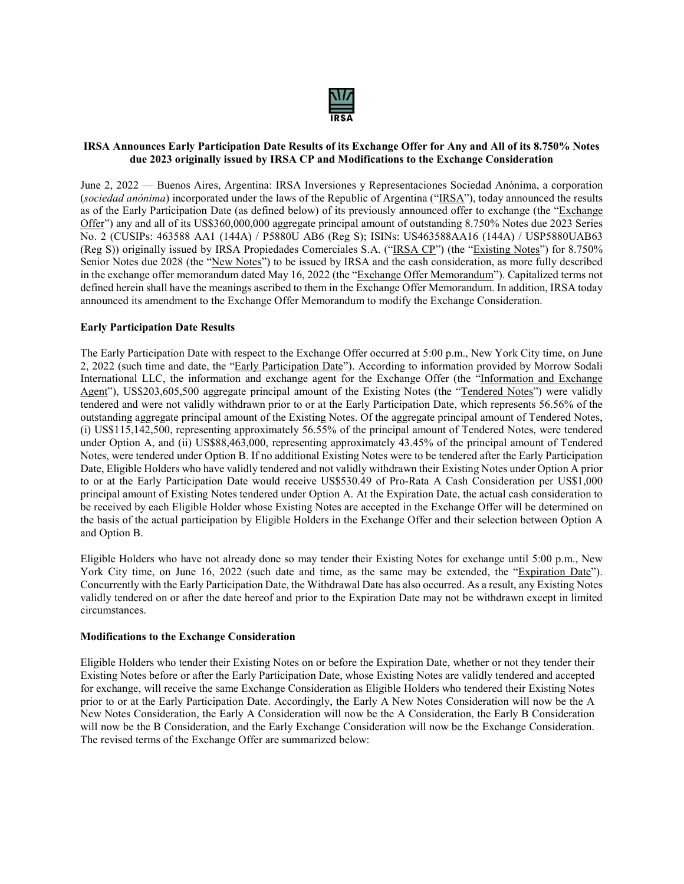IRSA

**IRSA Announces Early Participation Date Results of its Exchange Offer for Any and All of its 8.750% Notes due 2023 originally issued by IRSA CP and Modifications to the Exchange Consideration**

June 2, 2022 — Buenos Aires, Argentina: IRSA Inversiones y Representaciones Sociedad Anónima, a corporation (*sociedad anónima*) incorporated under the laws of the Republic of Argentina ("IRSA"), today announced the results as of the Early Participation Date (as defined below) of its previously announced offer to exchange (the "Exchange Offer") any and all of its US$360,000,000 aggregate principal amount of outstanding 8.750% Notes due 2023 Series No. 2 (CUSIPs: 463588 AA1 (144A) / P5880U AB6 (Reg S); ISINs: US463588AA16 (144A) / USP5880UAB63 (Reg S)) originally issued by IRSA Propiedades Comerciales S.A. ("IRSA CP") (the "Existing Notes") for 8.750% Senior Notes due 2028 (the "New Notes") to be issued by IRSA and the cash consideration, as more fully described in the exchange offer memorandum dated May 16, 2022 (the "Exchange Offer Memorandum"). Capitalized terms not defined herein shall have the meanings ascribed to them in the Exchange Offer Memorandum. In addition, IRSA today announced its amendment to the Exchange Offer Memorandum to modify the Exchange Consideration.

**Early Participation Date Results**

The Early Participation Date with respect to the Exchange Offer occurred at 5:00 p.m., New York City time, on June 2, 2022 (such time and date, the "Early Participation Date"). According to information provided by Morrow Sodali International LLC, the information and exchange agent for the Exchange Offer (the "Information and Exchange Agent"), US$203,605,500 aggregate principal amount of the Existing Notes (the "Tendered Notes") were validly tendered and were not validly withdrawn prior to or at the Early Participation Date, which represents 56.56% of the outstanding aggregate principal amount of the Existing Notes. Of the aggregate principal amount of Tendered Notes, (i) US$115,142,500, representing approximately 56.55% of the principal amount of Tendered Notes, were tendered under Option A, and (ii) US$88,463,000, representing approximately 43.45% of the principal amount of Tendered Notes, were tendered under Option B. If no additional Existing Notes were to be tendered after the Early Participation Date, Eligible Holders who have validly tendered and not validly withdrawn their Existing Notes under Option A prior to or at the Early Participation Date would receive US$530.49 of Pro-Rata A Cash Consideration per US$1,000 principal amount of Existing Notes tendered under Option A. At the Expiration Date, the actual cash consideration to be received by each Eligible Holder whose Existing Notes are accepted in the Exchange Offer will be determined on the basis of the actual participation by Eligible Holders in the Exchange Offer and their selection between Option A and Option B.

Eligible Holders who have not already done so may tender their Existing Notes for exchange until 5:00 p.m., New York City time, on June 16, 2022 (such date and time, as the same may be extended, the "Expiration Date"). Concurrently with the Early Participation Date, the Withdrawal Date has also occurred. As a result, any Existing Notes validly tendered on or after the date hereof and prior to the Expiration Date may not be withdrawn except in limited circumstances.

**Modifications to the Exchange Consideration**

Eligible Holders who tender their Existing Notes on or before the Expiration Date, whether or not they tender their Existing Notes before or after the Early Participation Date, whose Existing Notes are validly tendered and accepted for exchange, will receive the same Exchange Consideration as Eligible Holders who tendered their Existing Notes prior to or at the Early Participation Date. Accordingly, the Early A New Notes Consideration will now be the A New Notes Consideration, the Early A Consideration will now be the A Consideration, the Early B Consideration will now be the B Consideration, and the Early Exchange Consideration will now be the Exchange Consideration. The revised terms of the Exchange Offer are summarized below: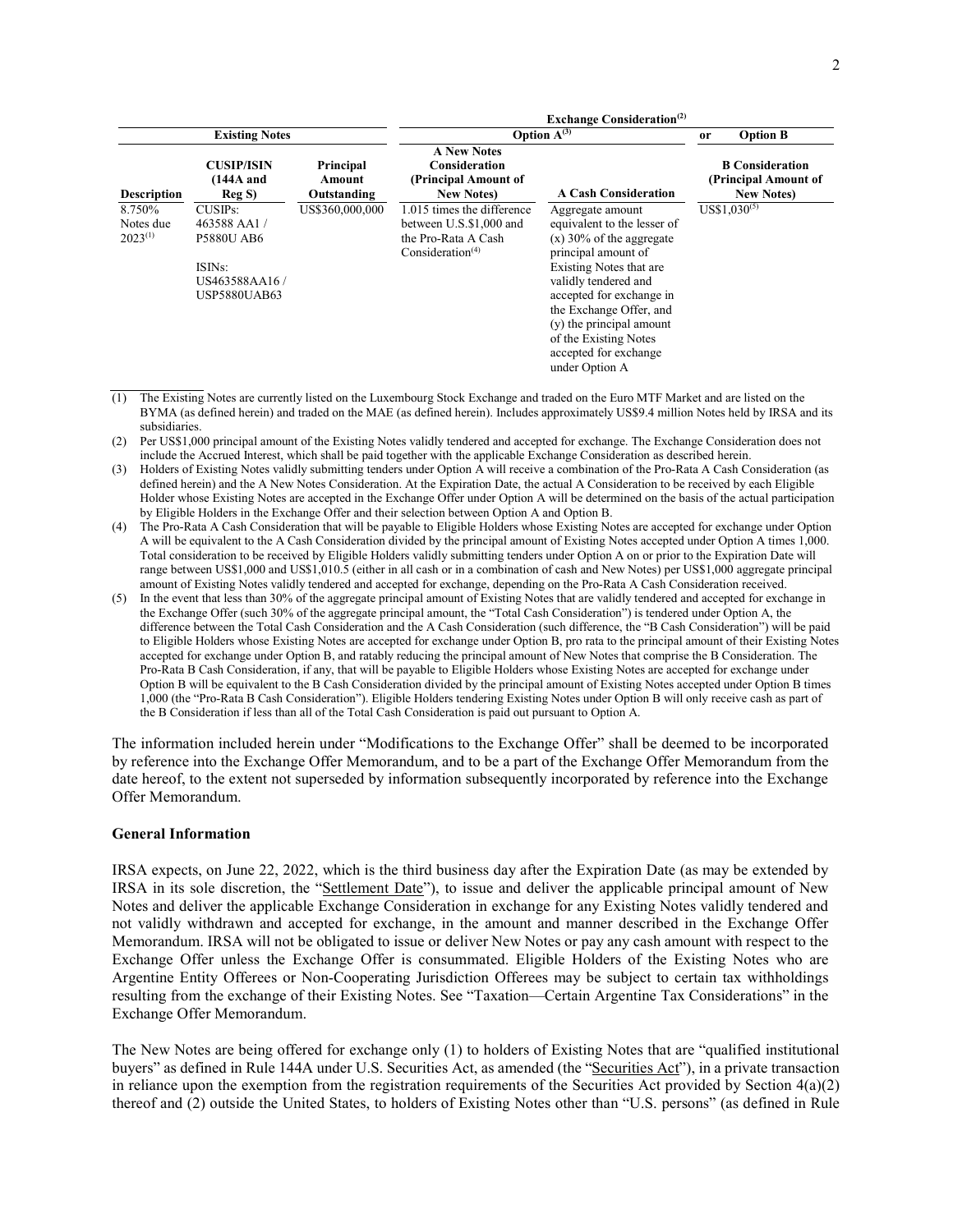| Existing Notes | | | Exchange Consideration[(2)] | | |
|---|---|---|---|---|---|
| | | | Option A[(3)] | | or Option B |
| Description | CUSIP/ISIN (144A and Reg S) | Principal Amount Outstanding | A New Notes Consideration (Principal Amount of New Notes) | A Cash Consideration | B Consideration (Principal Amount of New Notes) |
| 8.750% Notes due 2023[(1)] | CUSIPs: 463588 AA1 / P5880U AB6<br><br>ISINs: US463588AA16 / USP5880UAB63 | US$360,000,000 | 1.015 times the difference between U.S.$1,000 and the Pro-Rata A Cash Consideration[(4)] | Aggregate amount equivalent to the lesser of (x) 30% of the aggregate principal amount of Existing Notes that are validly tendered and accepted for exchange in the Exchange Offer, and (y) the principal amount of the Existing Notes accepted for exchange under Option A | US$1,030[(5)] |

(1) The Existing Notes are currently listed on the Luxembourg Stock Exchange and traded on the Euro MTF Market and are listed on the BYMA (as defined herein) and traded on the MAE (as defined herein). Includes approximately US$9.4 million Notes held by IRSA and its subsidiaries.

(2) Per US$1,000 principal amount of the Existing Notes validly tendered and accepted for exchange. The Exchange Consideration does not include the Accrued Interest, which shall be paid together with the applicable Exchange Consideration as described herein.

(3) Holders of Existing Notes validly submitting tenders under Option A will receive a combination of the Pro-Rata A Cash Consideration (as defined herein) and the A New Notes Consideration. At the Expiration Date, the actual A Consideration to be received by each Eligible Holder whose Existing Notes are accepted in the Exchange Offer under Option A will be determined on the basis of the actual participation by Eligible Holders in the Exchange Offer and their selection between Option A and Option B.

(4) The Pro-Rata A Cash Consideration that will be payable to Eligible Holders whose Existing Notes are accepted for exchange under Option A will be equivalent to the A Cash Consideration divided by the principal amount of Existing Notes accepted under Option A times 1,000. Total consideration to be received by Eligible Holders validly submitting tenders under Option A on or prior to the Expiration Date will range between US$1,000 and US$1,010.5 (either in all cash or in a combination of cash and New Notes) per US$1,000 aggregate principal amount of Existing Notes validly tendered and accepted for exchange, depending on the Pro-Rata A Cash Consideration received.

(5) In the event that less than 30% of the aggregate principal amount of Existing Notes that are validly tendered and accepted for exchange in the Exchange Offer (such 30% of the aggregate principal amount, the "Total Cash Consideration") is tendered under Option A, the difference between the Total Cash Consideration and the A Cash Consideration (such difference, the "B Cash Consideration") will be paid to Eligible Holders whose Existing Notes are accepted for exchange under Option B, pro rata to the principal amount of their Existing Notes accepted for exchange under Option B, and ratably reducing the principal amount of New Notes that comprise the B Consideration. The Pro-Rata B Cash Consideration, if any, that will be payable to Eligible Holders whose Existing Notes are accepted for exchange under Option B will be equivalent to the B Cash Consideration divided by the principal amount of Existing Notes accepted under Option B times 1,000 (the "Pro-Rata B Cash Consideration"). Eligible Holders tendering Existing Notes under Option B will only receive cash as part of the B Consideration if less than all of the Total Cash Consideration is paid out pursuant to Option A.

The information included herein under "Modifications to the Exchange Offer" shall be deemed to be incorporated by reference into the Exchange Offer Memorandum, and to be a part of the Exchange Offer Memorandum from the date hereof, to the extent not superseded by information subsequently incorporated by reference into the Exchange Offer Memorandum.

**General Information**

IRSA expects, on June 22, 2022, which is the third business day after the Expiration Date (as may be extended by IRSA in its sole discretion, the "Settlement Date"), to issue and deliver the applicable principal amount of New Notes and deliver the applicable Exchange Consideration in exchange for any Existing Notes validly tendered and not validly withdrawn and accepted for exchange, in the amount and manner described in the Exchange Offer Memorandum. IRSA will not be obligated to issue or deliver New Notes or pay any cash amount with respect to the Exchange Offer unless the Exchange Offer is consummated. Eligible Holders of the Existing Notes who are Argentine Entity Offerees or Non-Cooperating Jurisdiction Offerees may be subject to certain tax withholdings resulting from the exchange of their Existing Notes. See "Taxation—Certain Argentine Tax Considerations" in the Exchange Offer Memorandum.

The New Notes are being offered for exchange only (1) to holders of Existing Notes that are "qualified institutional buyers" as defined in Rule 144A under U.S. Securities Act, as amended (the "Securities Act"), in a private transaction in reliance upon the exemption from the registration requirements of the Securities Act provided by Section 4(a)(2) thereof and (2) outside the United States, to holders of Existing Notes other than "U.S. persons" (as defined in Rule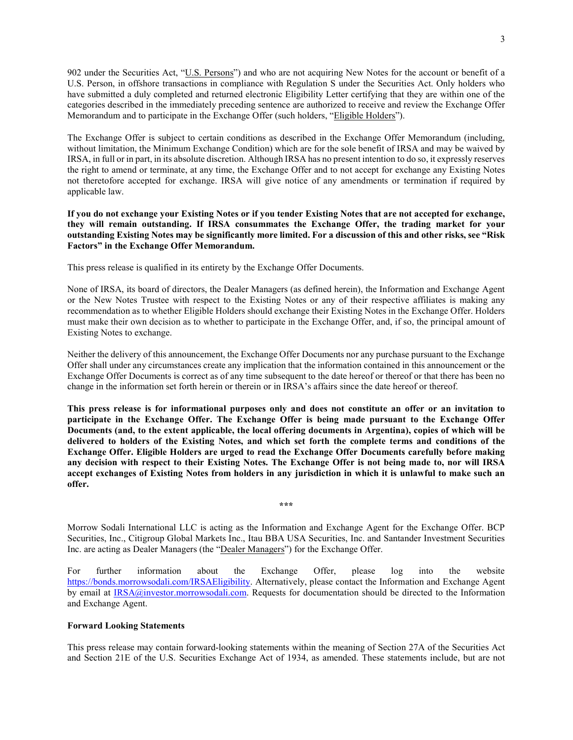902 under the Securities Act, "U.S. Persons") and who are not acquiring New Notes for the account or benefit of a U.S. Person, in offshore transactions in compliance with Regulation S under the Securities Act. Only holders who have submitted a duly completed and returned electronic Eligibility Letter certifying that they are within one of the categories described in the immediately preceding sentence are authorized to receive and review the Exchange Offer Memorandum and to participate in the Exchange Offer (such holders, "Eligible Holders").

The Exchange Offer is subject to certain conditions as described in the Exchange Offer Memorandum (including, without limitation, the Minimum Exchange Condition) which are for the sole benefit of IRSA and may be waived by IRSA, in full or in part, in its absolute discretion. Although IRSA has no present intention to do so, it expressly reserves the right to amend or terminate, at any time, the Exchange Offer and to not accept for exchange any Existing Notes not theretofore accepted for exchange. IRSA will give notice of any amendments or termination if required by applicable law.

**If you do not exchange your Existing Notes or if you tender Existing Notes that are not accepted for exchange, they will remain outstanding. If IRSA consummates the Exchange Offer, the trading market for your outstanding Existing Notes may be significantly more limited. For a discussion of this and other risks, see "Risk Factors" in the Exchange Offer Memorandum.**

This press release is qualified in its entirety by the Exchange Offer Documents.

None of IRSA, its board of directors, the Dealer Managers (as defined herein), the Information and Exchange Agent or the New Notes Trustee with respect to the Existing Notes or any of their respective affiliates is making any recommendation as to whether Eligible Holders should exchange their Existing Notes in the Exchange Offer. Holders must make their own decision as to whether to participate in the Exchange Offer, and, if so, the principal amount of Existing Notes to exchange.

Neither the delivery of this announcement, the Exchange Offer Documents nor any purchase pursuant to the Exchange Offer shall under any circumstances create any implication that the information contained in this announcement or the Exchange Offer Documents is correct as of any time subsequent to the date hereof or thereof or that there has been no change in the information set forth herein or therein or in IRSA's affairs since the date hereof or thereof.

**This press release is for informational purposes only and does not constitute an offer or an invitation to participate in the Exchange Offer. The Exchange Offer is being made pursuant to the Exchange Offer Documents (and, to the extent applicable, the local offering documents in Argentina), copies of which will be delivered to holders of the Existing Notes, and which set forth the complete terms and conditions of the Exchange Offer. Eligible Holders are urged to read the Exchange Offer Documents carefully before making any decision with respect to their Existing Notes. The Exchange Offer is not being made to, nor will IRSA accept exchanges of Existing Notes from holders in any jurisdiction in which it is unlawful to make such an offer.**

\*\*\*

Morrow Sodali International LLC is acting as the Information and Exchange Agent for the Exchange Offer. BCP Securities, Inc., Citigroup Global Markets Inc., Itau BBA USA Securities, Inc. and Santander Investment Securities Inc. are acting as Dealer Managers (the "Dealer Managers") for the Exchange Offer.

For further information about the Exchange Offer, please log into the website https://bonds.morrowsodali.com/IRSAEligibility. Alternatively, please contact the Information and Exchange Agent by email at IRSA@investor.morrowsodali.com. Requests for documentation should be directed to the Information and Exchange Agent.

**Forward Looking Statements**

This press release may contain forward-looking statements within the meaning of Section 27A of the Securities Act and Section 21E of the U.S. Securities Exchange Act of 1934, as amended. These statements include, but are not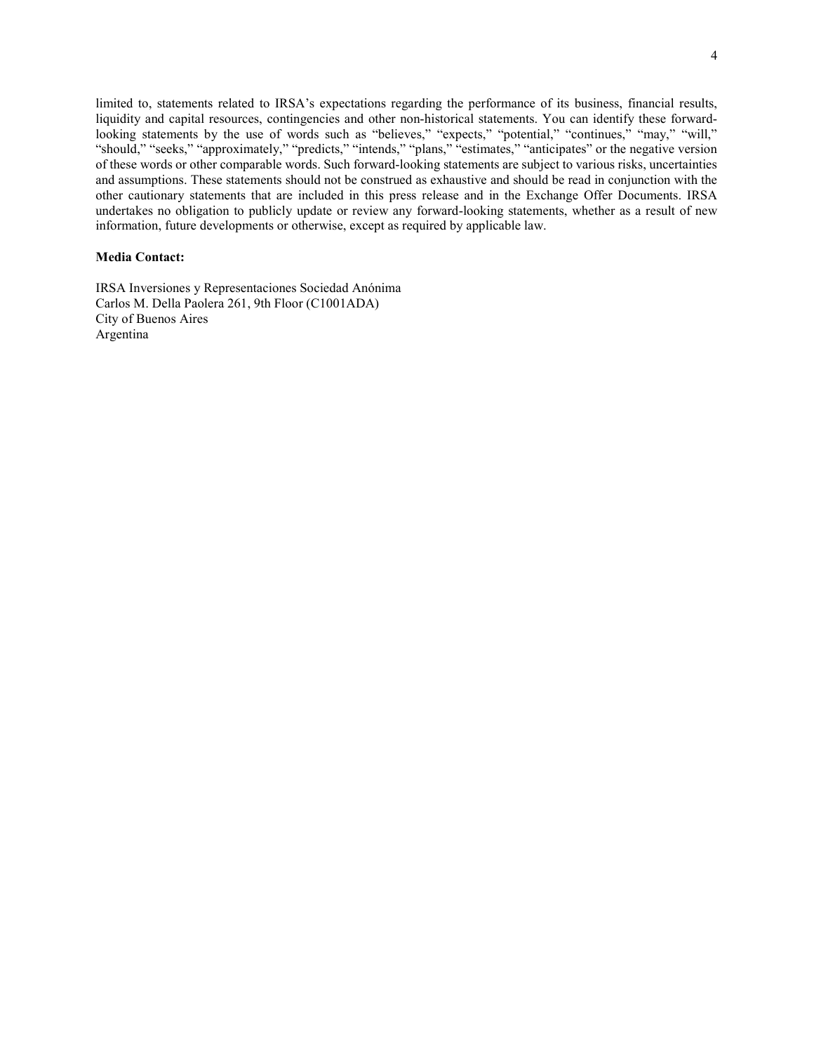limited to, statements related to IRSA's expectations regarding the performance of its business, financial results, liquidity and capital resources, contingencies and other non-historical statements. You can identify these forward-looking statements by the use of words such as "believes," "expects," "potential," "continues," "may," "will," "should," "seeks," "approximately," "predicts," "intends," "plans," "estimates," "anticipates" or the negative version of these words or other comparable words. Such forward-looking statements are subject to various risks, uncertainties and assumptions. These statements should not be construed as exhaustive and should be read in conjunction with the other cautionary statements that are included in this press release and in the Exchange Offer Documents. IRSA undertakes no obligation to publicly update or review any forward-looking statements, whether as a result of new information, future developments or otherwise, except as required by applicable law.

**Media Contact:**

IRSA Inversiones y Representaciones Sociedad Anónima
Carlos M. Della Paolera 261, 9th Floor (C1001ADA)
City of Buenos Aires
Argentina